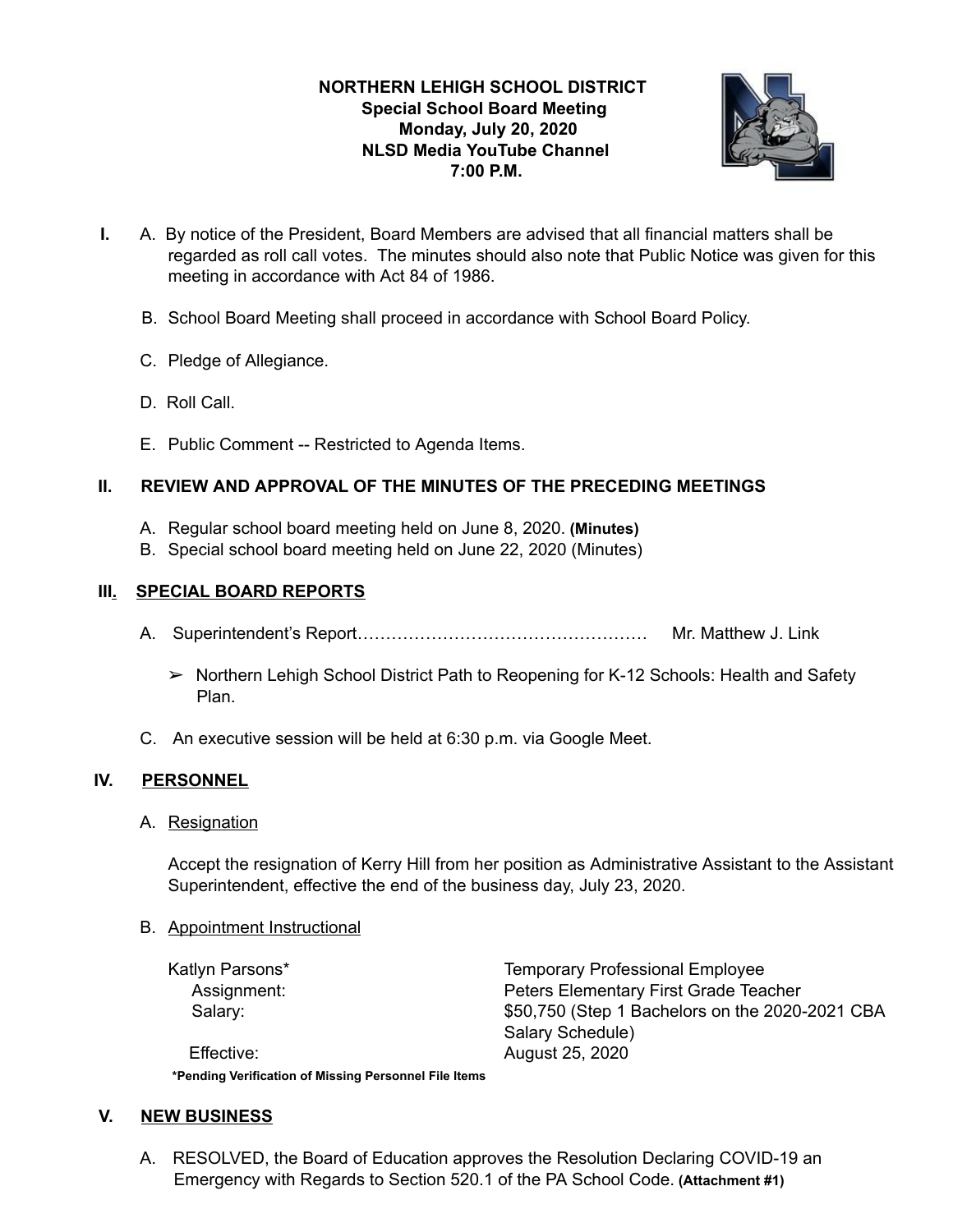**NORTHERN LEHIGH SCHOOL DISTRICT**
**Special School Board Meeting**
**Monday, July 20, 2020**
**NLSD Media YouTube Channel**
**7:00 P.M.**

**I.** A. By notice of the President, Board Members are advised that all financial matters shall be regarded as roll call votes. The minutes should also note that Public Notice was given for this meeting in accordance with Act 84 of 1986.

B. School Board Meeting shall proceed in accordance with School Board Policy.

C. Pledge of Allegiance.

D. Roll Call.

E. Public Comment -- Restricted to Agenda Items.

## II. REVIEW AND APPROVAL OF THE MINUTES OF THE PRECEDING MEETINGS

A. Regular school board meeting held on June 8, 2020. **(Minutes)**
B. Special school board meeting held on June 22, 2020 (Minutes)

## III. SPECIAL BOARD REPORTS

A. Superintendent's Report…………………………………………… Mr. Matthew J. Link

➢ Northern Lehigh School District Path to Reopening for K-12 Schools: Health and Safety Plan.

C. An executive session will be held at 6:30 p.m. via Google Meet.

## IV. PERSONNEL

A. Resignation

Accept the resignation of Kerry Hill from her position as Administrative Assistant to the Assistant Superintendent, effective the end of the business day, July 23, 2020.

B. Appointment Instructional

| | |
|---|---|
| Katlyn Parsons* | Temporary Professional Employee |
| Assignment: | Peters Elementary First Grade Teacher |
| Salary: | $50,750 (Step 1 Bachelors on the 2020-2021 CBA Salary Schedule) |
| Effective: | August 25, 2020 |

**\*Pending Verification of Missing Personnel File Items**

## V. NEW BUSINESS

A. RESOLVED, the Board of Education approves the Resolution Declaring COVID-19 an Emergency with Regards to Section 520.1 of the PA School Code. **(Attachment #1)**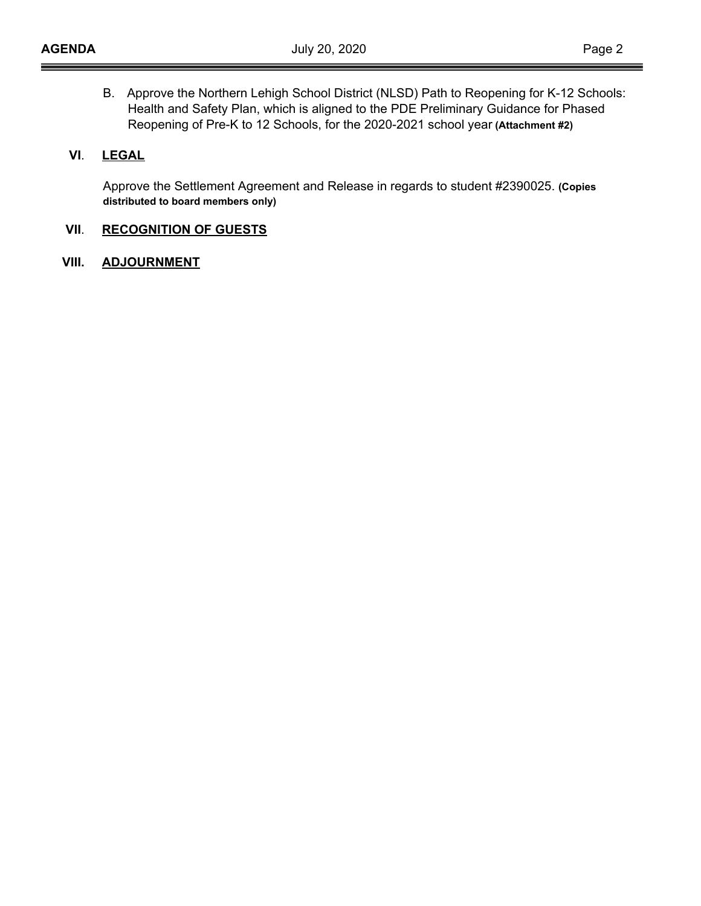B. Approve the Northern Lehigh School District (NLSD) Path to Reopening for K-12 Schools: Health and Safety Plan, which is aligned to the PDE Preliminary Guidance for Phased Reopening of Pre-K to 12 Schools, for the 2020-2021 school year **(Attachment #2)**

## VI. LEGAL

Approve the Settlement Agreement and Release in regards to student #2390025. **(Copies distributed to board members only)**

## VII. RECOGNITION OF GUESTS

## VIII. ADJOURNMENT